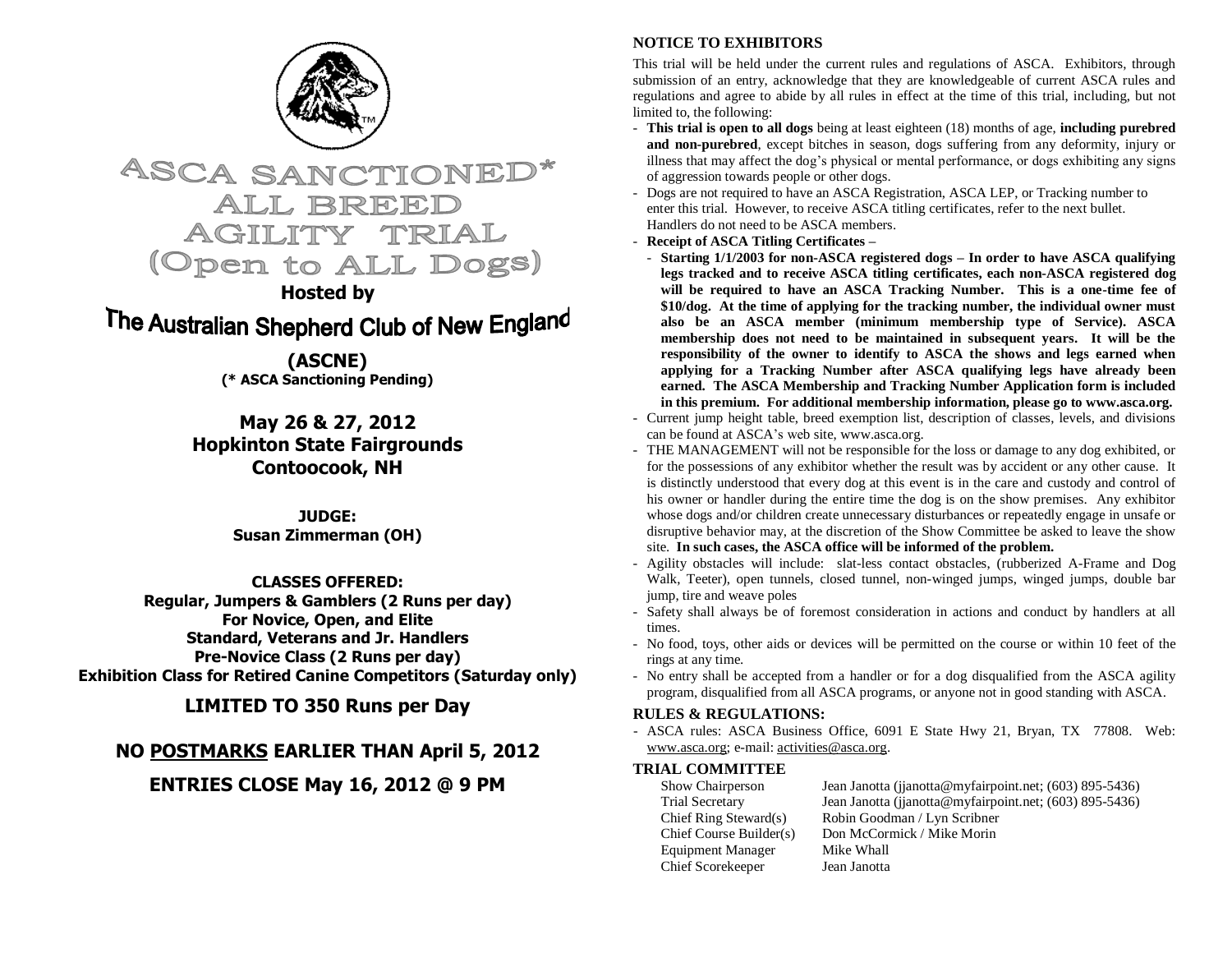# ASCA SANCTIONED* ALL BREED AGILITY TRIAL (Open to ALL Dogs)

**Hosted by**

## The Australian Shepherd Club of New England

**(ASCNE)**
**(* ASCA Sanctioning Pending)**

**May 26 & 27, 2012**
**Hopkinton State Fairgrounds**
**Contoocook, NH**

**JUDGE:**
**Susan Zimmerman (OH)**

**CLASSES OFFERED:**
**Regular, Jumpers & Gamblers (2 Runs per day)**
**For Novice, Open, and Elite**
**Standard, Veterans and Jr. Handlers**
**Pre-Novice Class (2 Runs per day)**
**Exhibition Class for Retired Canine Competitors (Saturday only)**

**LIMITED TO 350 Runs per Day**

**NO POSTMARKS EARLIER THAN April 5, 2012**

**ENTRIES CLOSE May 16, 2012 @ 9 PM**

### NOTICE TO EXHIBITORS

This trial will be held under the current rules and regulations of ASCA. Exhibitors, through submission of an entry, acknowledge that they are knowledgeable of current ASCA rules and regulations and agree to abide by all rules in effect at the time of this trial, including, but not limited to, the following:

- **This trial is open to all dogs** being at least eighteen (18) months of age, **including purebred and non-purebred**, except bitches in season, dogs suffering from any deformity, injury or illness that may affect the dog's physical or mental performance, or dogs exhibiting any signs of aggression towards people or other dogs.
- Dogs are not required to have an ASCA Registration, ASCA LEP, or Tracking number to enter this trial. However, to receive ASCA titling certificates, refer to the next bullet. Handlers do not need to be ASCA members.
- **Receipt of ASCA Titling Certificates –**
  - **Starting 1/1/2003 for non-ASCA registered dogs – In order to have ASCA qualifying legs tracked and to receive ASCA titling certificates, each non-ASCA registered dog will be required to have an ASCA Tracking Number. This is a one-time fee of $10/dog. At the time of applying for the tracking number, the individual owner must also be an ASCA member (minimum membership type of Service). ASCA membership does not need to be maintained in subsequent years. It will be the responsibility of the owner to identify to ASCA the shows and legs earned when applying for a Tracking Number after ASCA qualifying legs have already been earned. The ASCA Membership and Tracking Number Application form is included in this premium. For additional membership information, please go to www.asca.org.**
- Current jump height table, breed exemption list, description of classes, levels, and divisions can be found at ASCA's web site, www.asca.org.
- THE MANAGEMENT will not be responsible for the loss or damage to any dog exhibited, or for the possessions of any exhibitor whether the result was by accident or any other cause. It is distinctly understood that every dog at this event is in the care and custody and control of his owner or handler during the entire time the dog is on the show premises. Any exhibitor whose dogs and/or children create unnecessary disturbances or repeatedly engage in unsafe or disruptive behavior may, at the discretion of the Show Committee be asked to leave the show site. **In such cases, the ASCA office will be informed of the problem.**
- Agility obstacles will include: slat-less contact obstacles, (rubberized A-Frame and Dog Walk, Teeter), open tunnels, closed tunnel, non-winged jumps, winged jumps, double bar jump, tire and weave poles
- Safety shall always be of foremost consideration in actions and conduct by handlers at all times.
- No food, toys, other aids or devices will be permitted on the course or within 10 feet of the rings at any time.
- No entry shall be accepted from a handler or for a dog disqualified from the ASCA agility program, disqualified from all ASCA programs, or anyone not in good standing with ASCA.

### RULES & REGULATIONS:

- ASCA rules: ASCA Business Office, 6091 E State Hwy 21, Bryan, TX 77808. Web: www.asca.org; e-mail: activities@asca.org.

### TRIAL COMMITTEE

| | |
|---|---|
| Show Chairperson | Jean Janotta (jjanotta@myfairpoint.net; (603) 895-5436) |
| Trial Secretary | Jean Janotta (jjanotta@myfairpoint.net; (603) 895-5436) |
| Chief Ring Steward(s) | Robin Goodman / Lyn Scribner |
| Chief Course Builder(s) | Don McCormick / Mike Morin |
| Equipment Manager | Mike Whall |
| Chief Scorekeeper | Jean Janotta |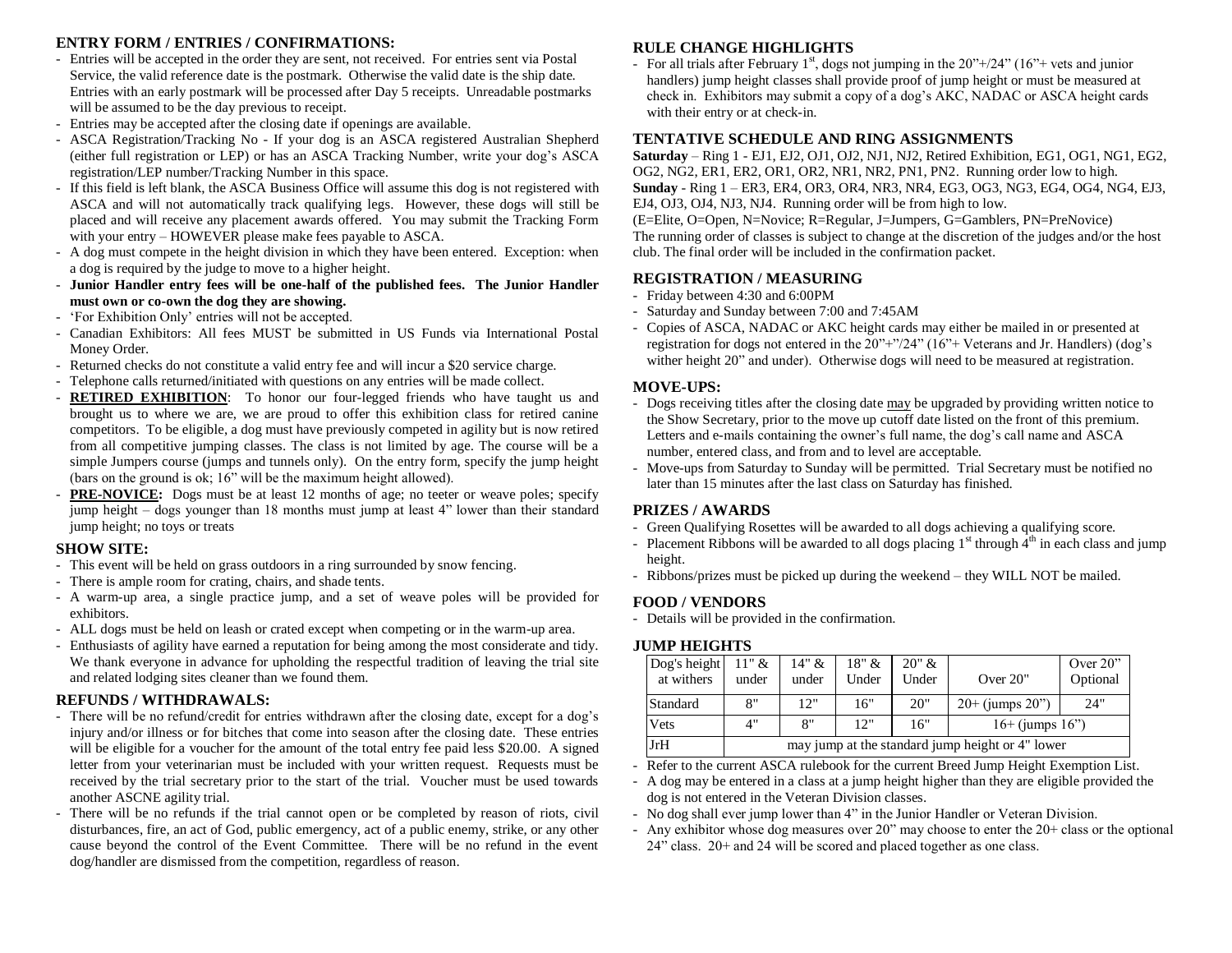## ENTRY FORM / ENTRIES / CONFIRMATIONS:

- Entries will be accepted in the order they are sent, not received. For entries sent via Postal Service, the valid reference date is the postmark. Otherwise the valid date is the ship date. Entries with an early postmark will be processed after Day 5 receipts. Unreadable postmarks will be assumed to be the day previous to receipt.
- Entries may be accepted after the closing date if openings are available.
- ASCA Registration/Tracking No - If your dog is an ASCA registered Australian Shepherd (either full registration or LEP) or has an ASCA Tracking Number, write your dog's ASCA registration/LEP number/Tracking Number in this space.
- If this field is left blank, the ASCA Business Office will assume this dog is not registered with ASCA and will not automatically track qualifying legs. However, these dogs will still be placed and will receive any placement awards offered. You may submit the Tracking Form with your entry – HOWEVER please make fees payable to ASCA.
- A dog must compete in the height division in which they have been entered. Exception: when a dog is required by the judge to move to a higher height.
- **Junior Handler entry fees will be one-half of the published fees. The Junior Handler must own or co-own the dog they are showing.**
- 'For Exhibition Only' entries will not be accepted.
- Canadian Exhibitors: All fees MUST be submitted in US Funds via International Postal Money Order.
- Returned checks do not constitute a valid entry fee and will incur a $20 service charge.
- Telephone calls returned/initiated with questions on any entries will be made collect.
- **RETIRED EXHIBITION**: To honor our four-legged friends who have taught us and brought us to where we are, we are proud to offer this exhibition class for retired canine competitors. To be eligible, a dog must have previously competed in agility but is now retired from all competitive jumping classes. The class is not limited by age. The course will be a simple Jumpers course (jumps and tunnels only). On the entry form, specify the jump height (bars on the ground is ok; 16" will be the maximum height allowed).
- **PRE-NOVICE:** Dogs must be at least 12 months of age; no teeter or weave poles; specify jump height – dogs younger than 18 months must jump at least 4" lower than their standard jump height; no toys or treats

## SHOW SITE:

- This event will be held on grass outdoors in a ring surrounded by snow fencing.
- There is ample room for crating, chairs, and shade tents.
- A warm-up area, a single practice jump, and a set of weave poles will be provided for exhibitors.
- ALL dogs must be held on leash or crated except when competing or in the warm-up area.
- Enthusiasts of agility have earned a reputation for being among the most considerate and tidy. We thank everyone in advance for upholding the respectful tradition of leaving the trial site and related lodging sites cleaner than we found them.

## REFUNDS / WITHDRAWALS:

- There will be no refund/credit for entries withdrawn after the closing date, except for a dog's injury and/or illness or for bitches that come into season after the closing date. These entries will be eligible for a voucher for the amount of the total entry fee paid less $20.00. A signed letter from your veterinarian must be included with your written request. Requests must be received by the trial secretary prior to the start of the trial. Voucher must be used towards another ASCNE agility trial.
- There will be no refunds if the trial cannot open or be completed by reason of riots, civil disturbances, fire, an act of God, public emergency, act of a public enemy, strike, or any other cause beyond the control of the Event Committee. There will be no refund in the event dog/handler are dismissed from the competition, regardless of reason.

## RULE CHANGE HIGHLIGHTS

- For all trials after February 1st, dogs not jumping in the 20"+/24" (16"+ vets and junior handlers) jump height classes shall provide proof of jump height or must be measured at check in. Exhibitors may submit a copy of a dog's AKC, NADAC or ASCA height cards with their entry or at check-in.

## TENTATIVE SCHEDULE AND RING ASSIGNMENTS

**Saturday** – Ring 1 - EJ1, EJ2, OJ1, OJ2, NJ1, NJ2, Retired Exhibition, EG1, OG1, NG1, EG2, OG2, NG2, ER1, ER2, OR1, OR2, NR1, NR2, PN1, PN2. Running order low to high.
**Sunday** - Ring 1 – ER3, ER4, OR3, OR4, NR3, NR4, EG3, OG3, NG3, EG4, OG4, NG4, EJ3, EJ4, OJ3, OJ4, NJ3, NJ4. Running order will be from high to low.
(E=Elite, O=Open, N=Novice; R=Regular, J=Jumpers, G=Gamblers, PN=PreNovice)
The running order of classes is subject to change at the discretion of the judges and/or the host club. The final order will be included in the confirmation packet.

## REGISTRATION / MEASURING

- Friday between 4:30 and 6:00PM
- Saturday and Sunday between 7:00 and 7:45AM
- Copies of ASCA, NADAC or AKC height cards may either be mailed in or presented at registration for dogs not entered in the 20"+"/24" (16"+ Veterans and Jr. Handlers) (dog's wither height 20" and under). Otherwise dogs will need to be measured at registration.

## MOVE-UPS:

- Dogs receiving titles after the closing date may be upgraded by providing written notice to the Show Secretary, prior to the move up cutoff date listed on the front of this premium. Letters and e-mails containing the owner's full name, the dog's call name and ASCA number, entered class, and from and to level are acceptable.
- Move-ups from Saturday to Sunday will be permitted. Trial Secretary must be notified no later than 15 minutes after the last class on Saturday has finished.

## PRIZES / AWARDS

- Green Qualifying Rosettes will be awarded to all dogs achieving a qualifying score.
- Placement Ribbons will be awarded to all dogs placing 1st through 4th in each class and jump height.
- Ribbons/prizes must be picked up during the weekend – they WILL NOT be mailed.

## FOOD / VENDORS

- Details will be provided in the confirmation.

## JUMP HEIGHTS

| Dog's height at withers | 11" & under | 14" & under | 18" & Under | 20" & Under | Over 20" | Over 20" Optional |
|---|---|---|---|---|---|---|
| Standard | 8" | 12" | 16" | 20" | 20+ (jumps 20") | 24" |
| Vets | 4" | 8" | 12" | 16" | 16+ (jumps 16") | |
| JrH | may jump at the standard jump height or 4" lower | | | | | |

- Refer to the current ASCA rulebook for the current Breed Jump Height Exemption List.
- A dog may be entered in a class at a jump height higher than they are eligible provided the dog is not entered in the Veteran Division classes.
- No dog shall ever jump lower than 4" in the Junior Handler or Veteran Division.
- Any exhibitor whose dog measures over 20" may choose to enter the 20+ class or the optional 24" class. 20+ and 24 will be scored and placed together as one class.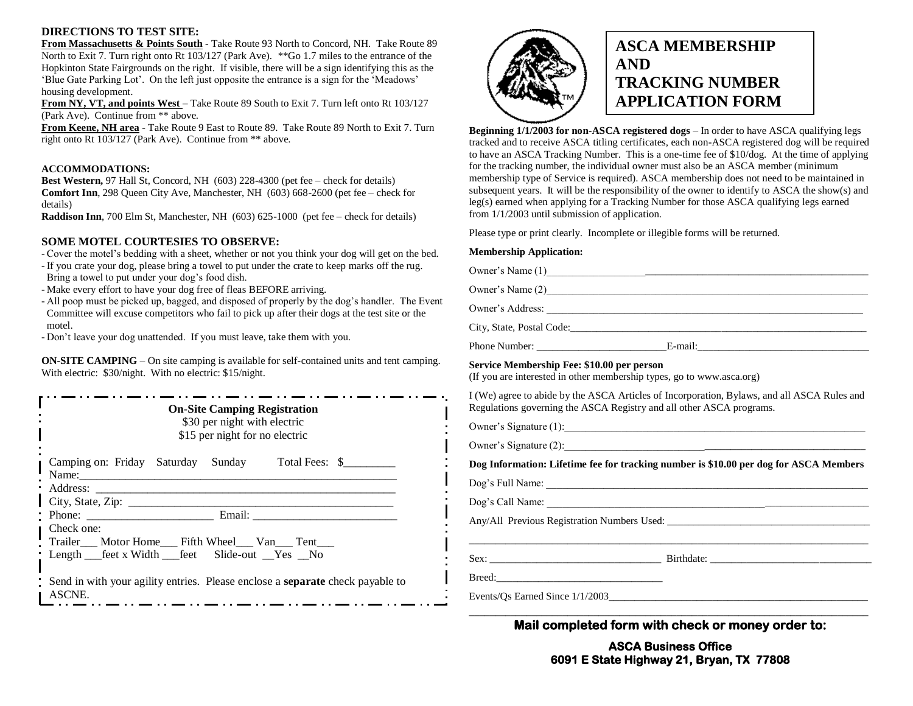**DIRECTIONS TO TEST SITE:**

**From Massachusetts & Points South** - Take Route 93 North to Concord, NH. Take Route 89 North to Exit 7. Turn right onto Rt 103/127 (Park Ave). **Go 1.7 miles to the entrance of the Hopkinton State Fairgrounds on the right. If visible, there will be a sign identifying this as the 'Blue Gate Parking Lot'. On the left just opposite the entrance is a sign for the 'Meadows' housing development.

**From NY, VT, and points West** – Take Route 89 South to Exit 7. Turn left onto Rt 103/127 (Park Ave). Continue from ** above.

**From Keene, NH area** - Take Route 9 East to Route 89. Take Route 89 North to Exit 7. Turn right onto Rt 103/127 (Park Ave). Continue from ** above.

**ACCOMMODATIONS:**

**Best Western,** 97 Hall St, Concord, NH (603) 228-4300 (pet fee – check for details)
**Comfort Inn**, 298 Queen City Ave, Manchester, NH (603) 668-2600 (pet fee – check for details)
**Raddison Inn**, 700 Elm St, Manchester, NH (603) 625-1000 (pet fee – check for details)

**SOME MOTEL COURTESIES TO OBSERVE:**

- Cover the motel's bedding with a sheet, whether or not you think your dog will get on the bed.
- If you crate your dog, please bring a towel to put under the crate to keep marks off the rug. Bring a towel to put under your dog's food dish.
- Make every effort to have your dog free of fleas BEFORE arriving.
- All poop must be picked up, bagged, and disposed of properly by the dog's handler. The Event Committee will excuse competitors who fail to pick up after their dogs at the test site or the motel.
- Don't leave your dog unattended. If you must leave, take them with you.

**ON-SITE CAMPING** – On site camping is available for self-contained units and tent camping. With electric: $30/night. With no electric: $15/night.

**On-Site Camping Registration**
$30 per night with electric
$15 per night for no electric

Camping on: Friday Saturday Sunday Total Fees: $_________
Name:_________________________________________________________
Address: _______________________________________________________
City, State, Zip: ________________________________________________
Phone: ______________________ Email: _________________________
Check one:
Trailer___ Motor Home___ Fifth Wheel___ Van___ Tent___
Length ___feet x Width ___feet Slide-out __Yes __No

Send in with your agility entries. Please enclose a **separate** check payable to ASCNE.

# ASCA MEMBERSHIP AND TRACKING NUMBER APPLICATION FORM

**Beginning 1/1/2003 for non-ASCA registered dogs** – In order to have ASCA qualifying legs tracked and to receive ASCA titling certificates, each non-ASCA registered dog will be required to have an ASCA Tracking Number. This is a one-time fee of $10/dog. At the time of applying for the tracking number, the individual owner must also be an ASCA member (minimum membership type of Service is required). ASCA membership does not need to be maintained in subsequent years. It will be the responsibility of the owner to identify to ASCA the show(s) and leg(s) earned when applying for a Tracking Number for those ASCA qualifying legs earned from 1/1/2003 until submission of application.

Please type or print clearly. Incomplete or illegible forms will be returned.

**Membership Application:**

Owner's Name (1)_________________________________________________
Owner's Name (2)_________________________________________________
Owner's Address: _________________________________________________
City, State, Postal Code:___________________________________________
Phone Number: ________________________E-mail:_____________________

**Service Membership Fee: $10.00 per person**
(If you are interested in other membership types, go to www.asca.org)

I (We) agree to abide by the ASCA Articles of Incorporation, Bylaws, and all ASCA Rules and Regulations governing the ASCA Registry and all other ASCA programs.

Owner's Signature (1):______________________________________________
Owner's Signature (2):______________________________________________

**Dog Information: Lifetime fee for tracking number is $10.00 per dog for ASCA Members**

Dog's Full Name: __________________________________________________
Dog's Call Name: __________________________________________________
Any/All Previous Registration Numbers Used: ____________________________
_______________________________________________________________
Sex: _______________________________ Birthdate: _____________________
Breed:_______________________________
Events/Qs Earned Since 1/1/2003___________________________________
_______________________________________________________________

**Mail completed form with check or money order to:**

**ASCA Business Office**
**6091 E State Highway 21, Bryan, TX 77808**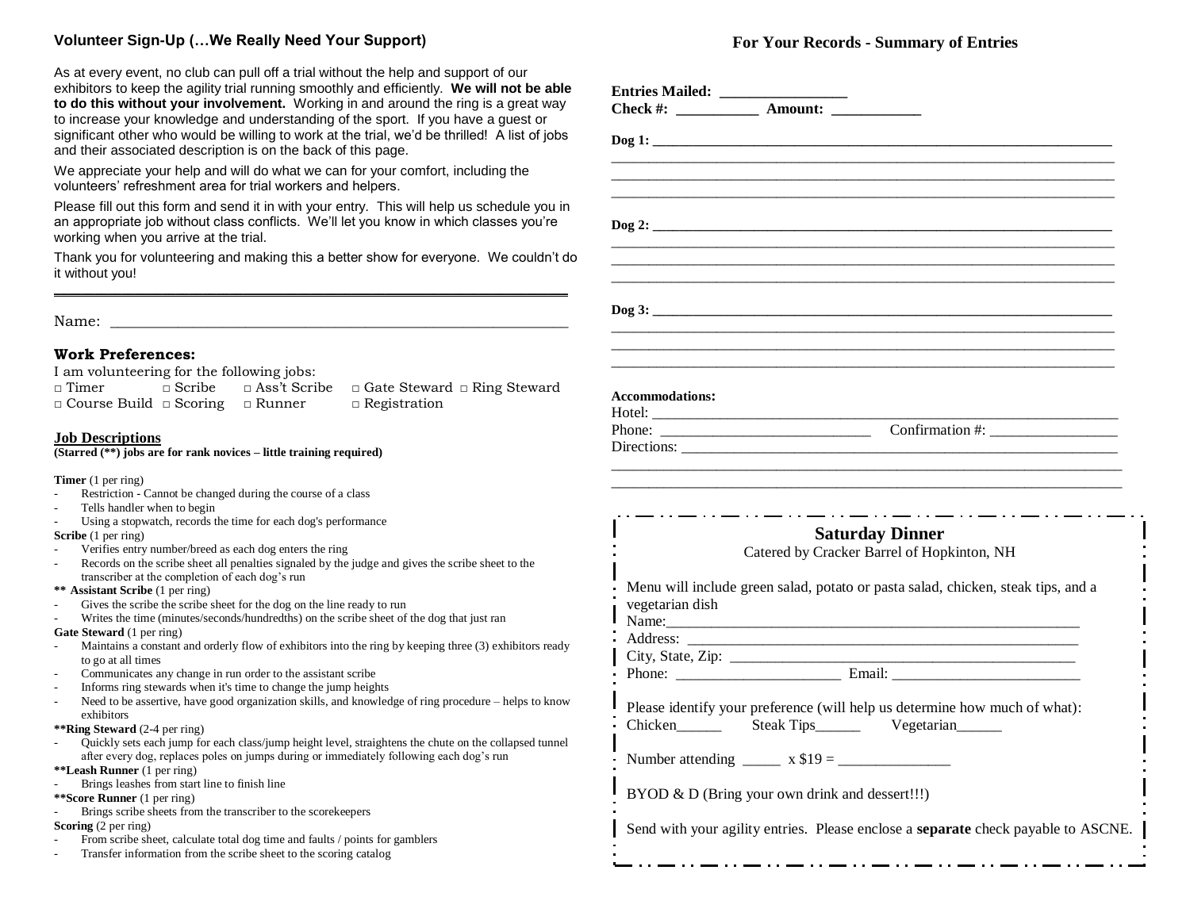## Volunteer Sign-Up (…We Really Need Your Support)

As at every event, no club can pull off a trial without the help and support of our exhibitors to keep the agility trial running smoothly and efficiently. **We will not be able to do this without your involvement.** Working in and around the ring is a great way to increase your knowledge and understanding of the sport. If you have a guest or significant other who would be willing to work at the trial, we'd be thrilled! A list of jobs and their associated description is on the back of this page.

We appreciate your help and will do what we can for your comfort, including the volunteers' refreshment area for trial workers and helpers.

Please fill out this form and send it in with your entry. This will help us schedule you in an appropriate job without class conflicts. We'll let you know in which classes you're working when you arrive at the trial.

Thank you for volunteering and making this a better show for everyone. We couldn't do it without you!

---

Name: ______________________________________________

### Work Preferences:

I am volunteering for the following jobs:

□ Timer □ Scribe □ Ass't Scribe □ Gate Steward □ Ring Steward
□ Course Build □ Scoring □ Runner □ Registration

### Job Descriptions

**(Starred (**) jobs are for rank novices – little training required)**

**Timer** (1 per ring)
- Restriction - Cannot be changed during the course of a class
- Tells handler when to begin
- Using a stopwatch, records the time for each dog's performance

**Scribe** (1 per ring)
- Verifies entry number/breed as each dog enters the ring
- Records on the scribe sheet all penalties signaled by the judge and gives the scribe sheet to the transcriber at the completion of each dog's run

**** Assistant Scribe** (1 per ring)
- Gives the scribe the scribe sheet for the dog on the line ready to run
- Writes the time (minutes/seconds/hundredths) on the scribe sheet of the dog that just ran

**Gate Steward** (1 per ring)
- Maintains a constant and orderly flow of exhibitors into the ring by keeping three (3) exhibitors ready to go at all times
- Communicates any change in run order to the assistant scribe
- Informs ring stewards when it's time to change the jump heights
- Need to be assertive, have good organization skills, and knowledge of ring procedure – helps to know exhibitors

****Ring Steward** (2-4 per ring)
- Quickly sets each jump for each class/jump height level, straightens the chute on the collapsed tunnel after every dog, replaces poles on jumps during or immediately following each dog's run

****Leash Runner** (1 per ring)
- Brings leashes from start line to finish line

****Score Runner** (1 per ring)
- Brings scribe sheets from the transcriber to the scorekeepers

**Scoring** (2 per ring)
- From scribe sheet, calculate total dog time and faults / points for gamblers
- Transfer information from the scribe sheet to the scoring catalog

## For Your Records - Summary of Entries

**Entries Mailed:** ________________
**Check #:** __________ **Amount:** ___________

**Dog 1:** ____________________________________________
____________________________________________
____________________________________________
____________________________________________

**Dog 2:** ____________________________________________
____________________________________________
____________________________________________
____________________________________________

**Dog 3:** ____________________________________________
____________________________________________
____________________________________________
____________________________________________

**Accommodations:**
Hotel: ____________________________________________
Phone: ______________________ Confirmation #: ______________
Directions: ____________________________________________
____________________________________________
____________________________________________

## Saturday Dinner

Catered by Cracker Barrel of Hopkinton, NH

Menu will include green salad, potato or pasta salad, chicken, steak tips, and a vegetarian dish

Name:____________________________________________
Address: ____________________________________________
City, State, Zip: ______________________________________
Phone: ____________________ Email: ______________________

Please identify your preference (will help us determine how much of what):
Chicken______ Steak Tips______ Vegetarian______

Number attending _____ x $19 = ______________

BYOD & D (Bring your own drink and dessert!!!)

Send with your agility entries. Please enclose a **separate** check payable to ASCNE.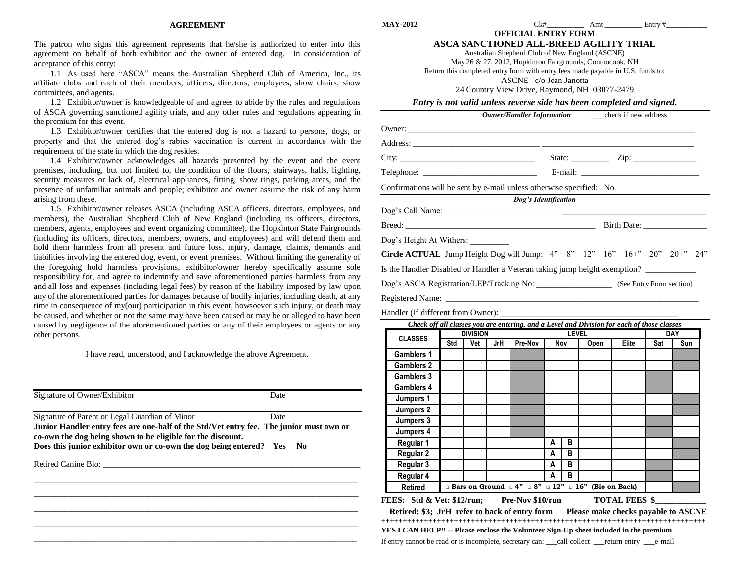## AGREEMENT

The patron who signs this agreement represents that he/she is authorized to enter into this agreement on behalf of both exhibitor and the owner of entered dog. In consideration of acceptance of this entry:

1.1 As used here "ASCA" means the Australian Shepherd Club of America, Inc., its affiliate clubs and each of their members, officers, directors, employees, show chairs, show committees, and agents.

1.2 Exhibitor/owner is knowledgeable of and agrees to abide by the rules and regulations of ASCA governing sanctioned agility trials, and any other rules and regulations appearing in the premium for this event.

1.3 Exhibitor/owner certifies that the entered dog is not a hazard to persons, dogs, or property and that the entered dog's rabies vaccination is current in accordance with the requirement of the state in which the dog resides.

1.4 Exhibitor/owner acknowledges all hazards presented by the event and the event premises, including, but not limited to, the condition of the floors, stairways, halls, lighting, security measures or lack of, electrical appliances, fitting, show rings, parking areas, and the presence of unfamiliar animals and people; exhibitor and owner assume the risk of any harm arising from these.

1.5 Exhibitor/owner releases ASCA (including ASCA officers, directors, employees, and members), the Australian Shepherd Club of New England (including its officers, directors, members, agents, employees and event organizing committee), the Hopkinton State Fairgrounds (including its officers, directors, members, owners, and employees) and will defend them and hold them harmless from all present and future loss, injury, damage, claims, demands and liabilities involving the entered dog, event, or event premises. Without limiting the generality of the foregoing hold harmless provisions, exhibitor/owner hereby specifically assume sole responsibility for, and agree to indemnify and save aforementioned parties harmless from any and all loss and expenses (including legal fees) by reason of the liability imposed by law upon any of the aforementioned parties for damages because of bodily injuries, including death, at any time in consequence of my(our) participation in this event, howsoever such injury, or death may be caused, and whether or not the same may have been caused or may be or alleged to have been caused by negligence of the aforementioned parties or any of their employees or agents or any other persons.

I have read, understood, and I acknowledge the above Agreement.

Signature of Owner/Exhibitor ______________________ Date ________

Signature of Parent or Legal Guardian of Minor ______________________ Date ________

**Junior Handler entry fees are one-half of the Std/Vet entry fee. The junior must own or co-own the dog being shown to be eligible for the discount.**

**Does this junior exhibitor own or co-own the dog being entered? Yes No**

Retired Canine Bio: ________________________________________________

________________________________________________

________________________________________________

________________________________________________

________________________________________________

________________________________________________

**MAY-2012** Ck#__________ Amt __________ Entry #___________

**OFFICIAL ENTRY FORM**

**ASCA SANCTIONED ALL-BREED AGILITY TRIAL**

Australian Shepherd Club of New England (ASCNE)
May 26 & 27, 2012, Hopkinton Fairgrounds, Contoocook, NH
Return this completed entry form with entry fees made payable in U.S. funds to:
ASCNE c/o Jean Janotta
24 Country View Drive, Raymond, NH 03077-2479

***Entry is not valid unless reverse side has been completed and signed.***

***Owner/Handler Information*** ___ check if new address

Owner: ________________________________________________

Address: ______________________ ______________________

City: ______________________ State: _________ Zip: ______________

Telephone: ______________________ E-mail: ______________________

Confirmations will be sent by e-mail unless otherwise specified: No

***Dog's Identification***

Dog's Call Name: ________________________________________________

Breed: ______________________________ Birth Date: ______________

Dog's Height At Withers: _________

**Circle ACTUAL** Jump Height Dog will Jump: 4" 8" 12" 16" 16+" 20" 20+" 24"

Is the Handler Disabled or Handler a Veteran taking jump height exemption? ____________

Dog's ASCA Registration/LEP/Tracking No: __________________ (See Entry Form section)

Registered Name: ________________________________________________

Handler (If different from Owner): ______________________________

***Check off all classes you are entering, and a Level and Division for each of those classes***

| CLASSES | DIVISION | | | LEVEL | | | | | DAY | |
|---|---|---|---|---|---|---|---|---|---|---|
| | Std | Vet | JrH | Pre-Nov | Nov | | Open | Elite | Sat | Sun |
| Gamblers 1 | | | | | | | | | | |
| Gamblers 2 | | | | | | | | | | |
| Gamblers 3 | | | | | | | | | | |
| Gamblers 4 | | | | | | | | | | |
| Jumpers 1 | | | | | | | | | | |
| Jumpers 2 | | | | | | | | | | |
| Jumpers 3 | | | | | | | | | | |
| Jumpers 4 | | | | | | | | | | |
| Regular 1 | | | | | A | B | | | | |
| Regular 2 | | | | | A | B | | | | |
| Regular 3 | | | | | A | B | | | | |
| Regular 4 | | | | | A | B | | | | |
| Retired | □ Bars on Ground □ 4" □ 8" □ 12" □ 16" (Bio on Back) | | | | | | | | | |

**FEES: Std & Vet: $12/run; Pre-Nov $10/run TOTAL FEES $___________**

**Retired: $3; JrH refer to back of entry form Please make checks payable to ASCNE**

++++++++++++++++++++++++++++++++++++++++++++++++++++++++++++++++++++++++++++

**YES I CAN HELP!! -- Please enclose the Volunteer Sign-Up sheet included in the premium**

If entry cannot be read or is incomplete, secretary can: ___call collect ___return entry ___e-mail